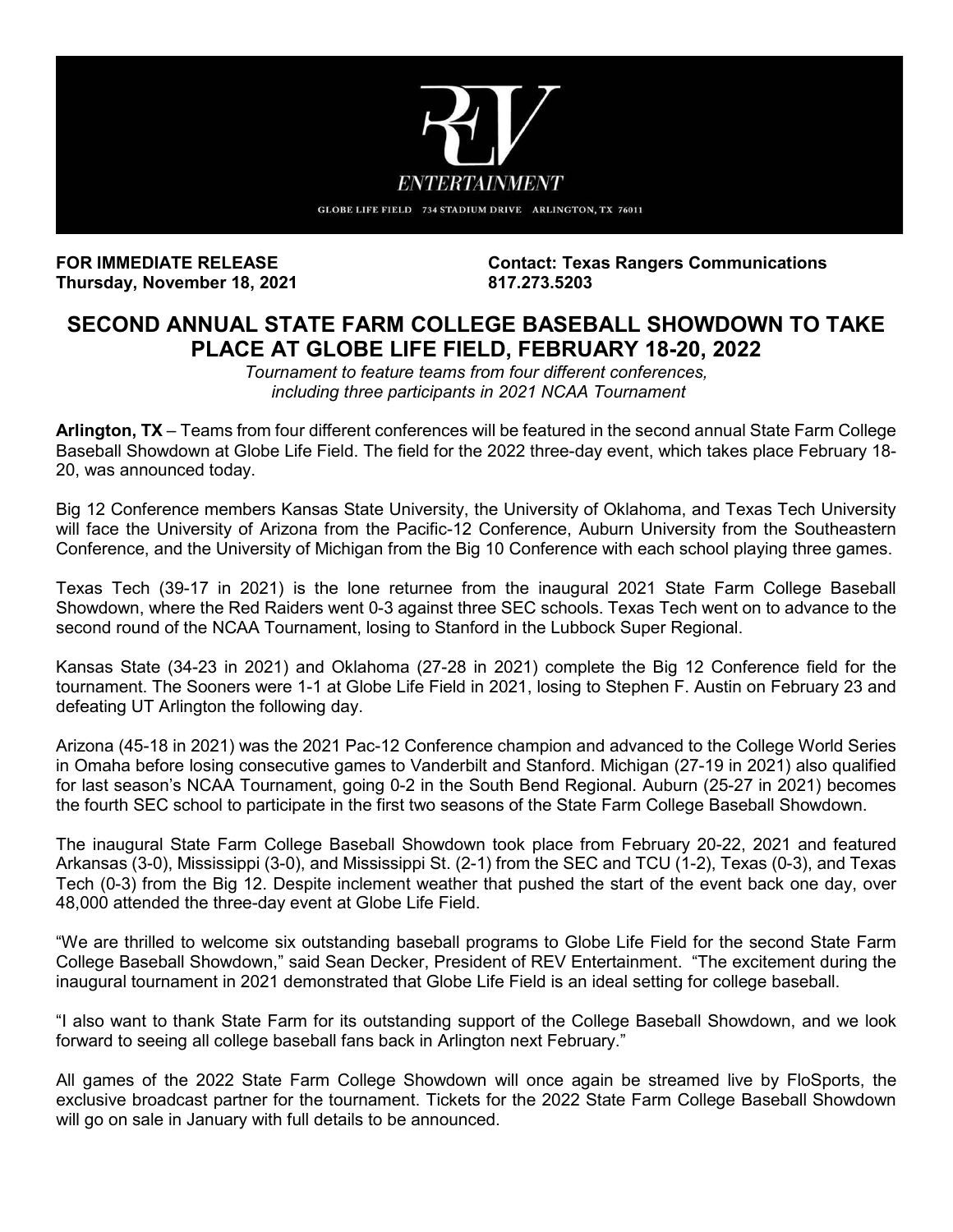REV ENTERTAINMENT

GLOBE LIFE FIELD 734 STADIUM DRIVE ARLINGTON, TX 76011

**FOR IMMEDIATE RELEASE**
**Thursday, November 18, 2021**

**Contact: Texas Rangers Communications**
**817.273.5203**

# SECOND ANNUAL STATE FARM COLLEGE BASEBALL SHOWDOWN TO TAKE PLACE AT GLOBE LIFE FIELD, FEBRUARY 18-20, 2022

*Tournament to feature teams from four different conferences, including three participants in 2021 NCAA Tournament*

**Arlington, TX** – Teams from four different conferences will be featured in the second annual State Farm College Baseball Showdown at Globe Life Field. The field for the 2022 three-day event, which takes place February 18-20, was announced today.

Big 12 Conference members Kansas State University, the University of Oklahoma, and Texas Tech University will face the University of Arizona from the Pacific-12 Conference, Auburn University from the Southeastern Conference, and the University of Michigan from the Big 10 Conference with each school playing three games.

Texas Tech (39-17 in 2021) is the lone returnee from the inaugural 2021 State Farm College Baseball Showdown, where the Red Raiders went 0-3 against three SEC schools. Texas Tech went on to advance to the second round of the NCAA Tournament, losing to Stanford in the Lubbock Super Regional.

Kansas State (34-23 in 2021) and Oklahoma (27-28 in 2021) complete the Big 12 Conference field for the tournament. The Sooners were 1-1 at Globe Life Field in 2021, losing to Stephen F. Austin on February 23 and defeating UT Arlington the following day.

Arizona (45-18 in 2021) was the 2021 Pac-12 Conference champion and advanced to the College World Series in Omaha before losing consecutive games to Vanderbilt and Stanford. Michigan (27-19 in 2021) also qualified for last season's NCAA Tournament, going 0-2 in the South Bend Regional. Auburn (25-27 in 2021) becomes the fourth SEC school to participate in the first two seasons of the State Farm College Baseball Showdown.

The inaugural State Farm College Baseball Showdown took place from February 20-22, 2021 and featured Arkansas (3-0), Mississippi (3-0), and Mississippi St. (2-1) from the SEC and TCU (1-2), Texas (0-3), and Texas Tech (0-3) from the Big 12. Despite inclement weather that pushed the start of the event back one day, over 48,000 attended the three-day event at Globe Life Field.

"We are thrilled to welcome six outstanding baseball programs to Globe Life Field for the second State Farm College Baseball Showdown," said Sean Decker, President of REV Entertainment. "The excitement during the inaugural tournament in 2021 demonstrated that Globe Life Field is an ideal setting for college baseball.

"I also want to thank State Farm for its outstanding support of the College Baseball Showdown, and we look forward to seeing all college baseball fans back in Arlington next February."

All games of the 2022 State Farm College Showdown will once again be streamed live by FloSports, the exclusive broadcast partner for the tournament. Tickets for the 2022 State Farm College Baseball Showdown will go on sale in January with full details to be announced.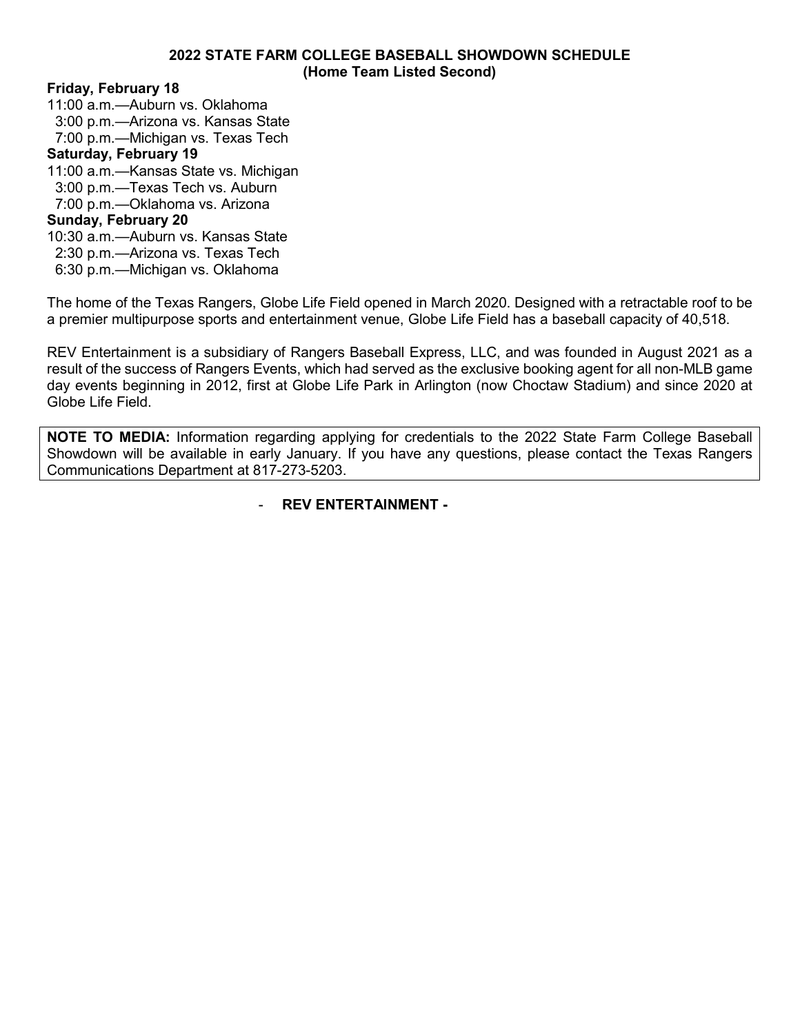**2022 STATE FARM COLLEGE BASEBALL SHOWDOWN SCHEDULE**
**(Home Team Listed Second)**

**Friday, February 18**

11:00 a.m.—Auburn vs. Oklahoma
3:00 p.m.—Arizona vs. Kansas State
7:00 p.m.—Michigan vs. Texas Tech

**Saturday, February 19**

11:00 a.m.—Kansas State vs. Michigan
3:00 p.m.—Texas Tech vs. Auburn
7:00 p.m.—Oklahoma vs. Arizona

**Sunday, February 20**

10:30 a.m.—Auburn vs. Kansas State
2:30 p.m.—Arizona vs. Texas Tech
6:30 p.m.—Michigan vs. Oklahoma

The home of the Texas Rangers, Globe Life Field opened in March 2020. Designed with a retractable roof to be a premier multipurpose sports and entertainment venue, Globe Life Field has a baseball capacity of 40,518.

REV Entertainment is a subsidiary of Rangers Baseball Express, LLC, and was founded in August 2021 as a result of the success of Rangers Events, which had served as the exclusive booking agent for all non-MLB game day events beginning in 2012, first at Globe Life Park in Arlington (now Choctaw Stadium) and since 2020 at Globe Life Field.

**NOTE TO MEDIA:** Information regarding applying for credentials to the 2022 State Farm College Baseball Showdown will be available in early January. If you have any questions, please contact the Texas Rangers Communications Department at 817-273-5203.

**- REV ENTERTAINMENT -**